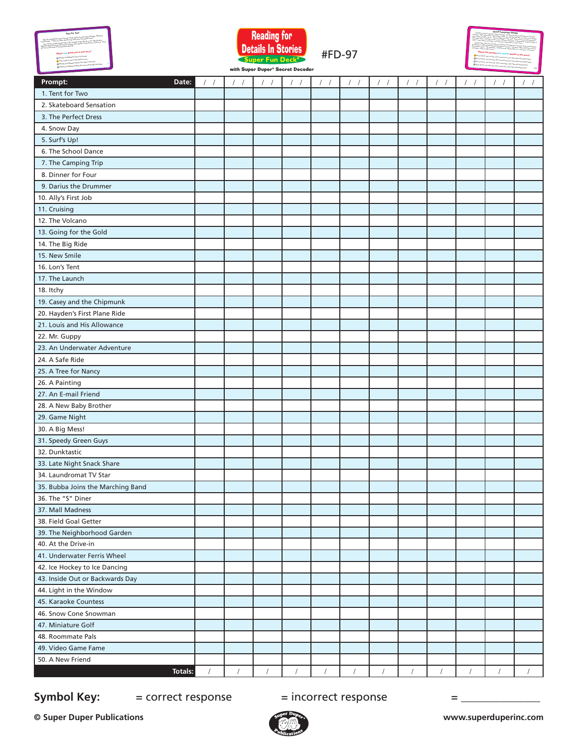# Reading for Details In Stories

Super Fun Deck®

with Super Duper® Secret Decoder

#FD-97

| Prompt: Date: | / / | / / | / / | / / | / / | / / | / / | / / | / / | / / | / / | / / |
|---|---|---|---|---|---|---|---|---|---|---|---|---|
| 1. Tent for Two | | | | | | | | | | | | |
| 2. Skateboard Sensation | | | | | | | | | | | | |
| 3. The Perfect Dress | | | | | | | | | | | | |
| 4. Snow Day | | | | | | | | | | | | |
| 5. Surf's Up! | | | | | | | | | | | | |
| 6. The School Dance | | | | | | | | | | | | |
| 7. The Camping Trip | | | | | | | | | | | | |
| 8. Dinner for Four | | | | | | | | | | | | |
| 9. Darius the Drummer | | | | | | | | | | | | |
| 10. Ally's First Job | | | | | | | | | | | | |
| 11. Cruising | | | | | | | | | | | | |
| 12. The Volcano | | | | | | | | | | | | |
| 13. Going for the Gold | | | | | | | | | | | | |
| 14. The Big Ride | | | | | | | | | | | | |
| 15. New Smile | | | | | | | | | | | | |
| 16. Lon's Tent | | | | | | | | | | | | |
| 17. The Launch | | | | | | | | | | | | |
| 18. Itchy | | | | | | | | | | | | |
| 19. Casey and the Chipmunk | | | | | | | | | | | | |
| 20. Hayden's First Plane Ride | | | | | | | | | | | | |
| 21. Louis and His Allowance | | | | | | | | | | | | |
| 22. Mr. Guppy | | | | | | | | | | | | |
| 23. An Underwater Adventure | | | | | | | | | | | | |
| 24. A Safe Ride | | | | | | | | | | | | |
| 25. A Tree for Nancy | | | | | | | | | | | | |
| 26. A Painting | | | | | | | | | | | | |
| 27. An E-mail Friend | | | | | | | | | | | | |
| 28. A New Baby Brother | | | | | | | | | | | | |
| 29. Game Night | | | | | | | | | | | | |
| 30. A Big Mess! | | | | | | | | | | | | |
| 31. Speedy Green Guys | | | | | | | | | | | | |
| 32. Dunktastic | | | | | | | | | | | | |
| 33. Late Night Snack Share | | | | | | | | | | | | |
| 34. Laundromat TV Star | | | | | | | | | | | | |
| 35. Bubba Joins the Marching Band | | | | | | | | | | | | |
| 36. The "S" Diner | | | | | | | | | | | | |
| 37. Mall Madness | | | | | | | | | | | | |
| 38. Field Goal Getter | | | | | | | | | | | | |
| 39. The Neighborhood Garden | | | | | | | | | | | | |
| 40. At the Drive-in | | | | | | | | | | | | |
| 41. Underwater Ferris Wheel | | | | | | | | | | | | |
| 42. Ice Hockey to Ice Dancing | | | | | | | | | | | | |
| 43. Inside Out or Backwards Day | | | | | | | | | | | | |
| 44. Light in the Window | | | | | | | | | | | | |
| 45. Karaoke Countess | | | | | | | | | | | | |
| 46. Snow Cone Snowman | | | | | | | | | | | | |
| 47. Miniature Golf | | | | | | | | | | | | |
| 48. Roommate Pals | | | | | | | | | | | | |
| 49. Video Game Fame | | | | | | | | | | | | |
| 50. A New Friend | | | | | | | | | | | | |
| Totals: | / | / | / | / | / | / | / | / | / | / | / | / |

**Symbol Key:** = correct response = incorrect response = _______________

© Super Duper Publications

www.superduperinc.com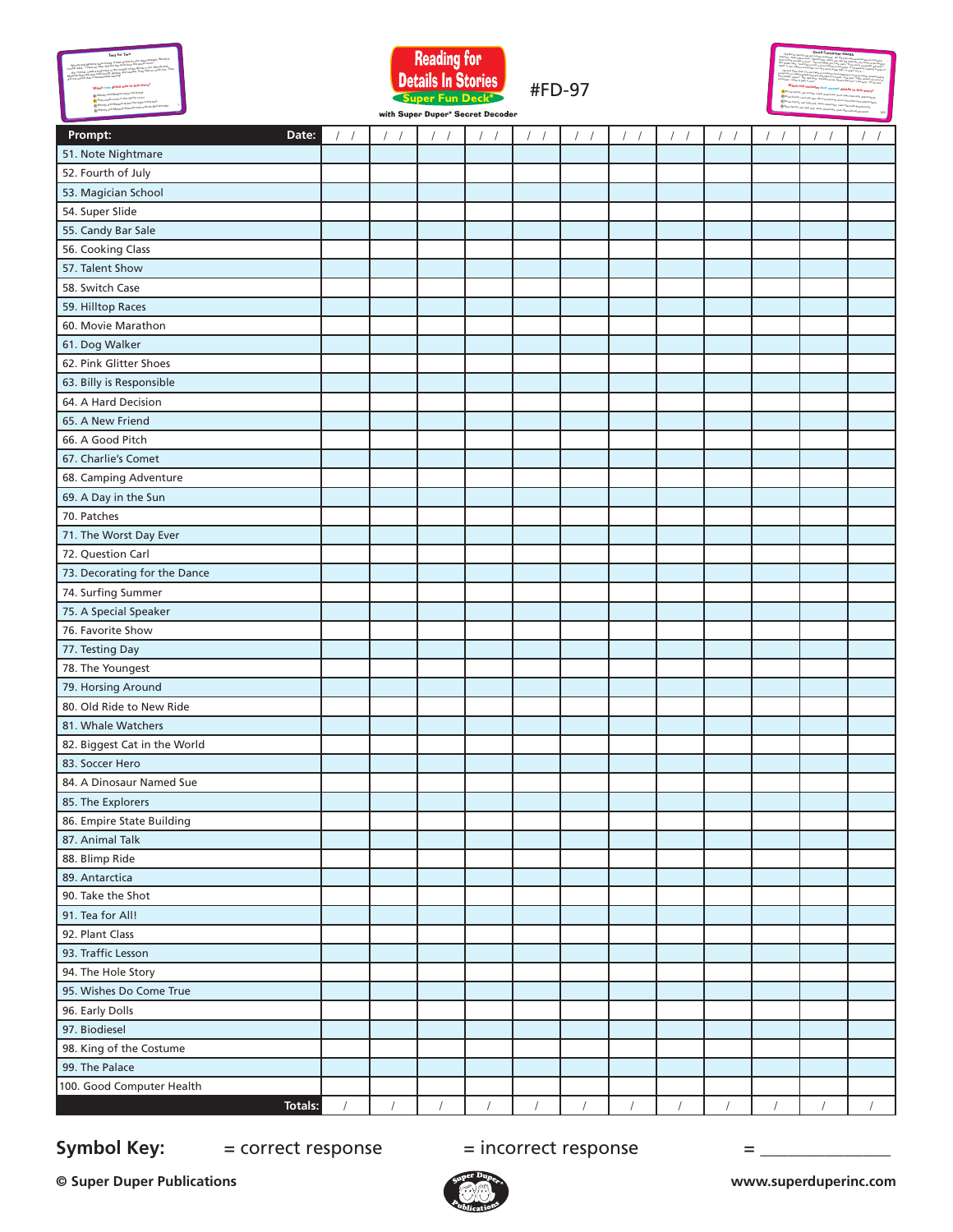**Reading for Details In Stories**
**Super Fun Deck®**
with Super Duper® Secret Decoder

#FD-97

| Prompt: Date: | / / | / / | / / | / / | / / | / / | / / | / / | / / | / / | / / | / / |
|---|---|---|---|---|---|---|---|---|---|---|---|---|
| 51. Note Nightmare | | | | | | | | | | | | |
| 52. Fourth of July | | | | | | | | | | | | |
| 53. Magician School | | | | | | | | | | | | |
| 54. Super Slide | | | | | | | | | | | | |
| 55. Candy Bar Sale | | | | | | | | | | | | |
| 56. Cooking Class | | | | | | | | | | | | |
| 57. Talent Show | | | | | | | | | | | | |
| 58. Switch Case | | | | | | | | | | | | |
| 59. Hilltop Races | | | | | | | | | | | | |
| 60. Movie Marathon | | | | | | | | | | | | |
| 61. Dog Walker | | | | | | | | | | | | |
| 62. Pink Glitter Shoes | | | | | | | | | | | | |
| 63. Billy is Responsible | | | | | | | | | | | | |
| 64. A Hard Decision | | | | | | | | | | | | |
| 65. A New Friend | | | | | | | | | | | | |
| 66. A Good Pitch | | | | | | | | | | | | |
| 67. Charlie's Comet | | | | | | | | | | | | |
| 68. Camping Adventure | | | | | | | | | | | | |
| 69. A Day in the Sun | | | | | | | | | | | | |
| 70. Patches | | | | | | | | | | | | |
| 71. The Worst Day Ever | | | | | | | | | | | | |
| 72. Question Carl | | | | | | | | | | | | |
| 73. Decorating for the Dance | | | | | | | | | | | | |
| 74. Surfing Summer | | | | | | | | | | | | |
| 75. A Special Speaker | | | | | | | | | | | | |
| 76. Favorite Show | | | | | | | | | | | | |
| 77. Testing Day | | | | | | | | | | | | |
| 78. The Youngest | | | | | | | | | | | | |
| 79. Horsing Around | | | | | | | | | | | | |
| 80. Old Ride to New Ride | | | | | | | | | | | | |
| 81. Whale Watchers | | | | | | | | | | | | |
| 82. Biggest Cat in the World | | | | | | | | | | | | |
| 83. Soccer Hero | | | | | | | | | | | | |
| 84. A Dinosaur Named Sue | | | | | | | | | | | | |
| 85. The Explorers | | | | | | | | | | | | |
| 86. Empire State Building | | | | | | | | | | | | |
| 87. Animal Talk | | | | | | | | | | | | |
| 88. Blimp Ride | | | | | | | | | | | | |
| 89. Antarctica | | | | | | | | | | | | |
| 90. Take the Shot | | | | | | | | | | | | |
| 91. Tea for All! | | | | | | | | | | | | |
| 92. Plant Class | | | | | | | | | | | | |
| 93. Traffic Lesson | | | | | | | | | | | | |
| 94. The Hole Story | | | | | | | | | | | | |
| 95. Wishes Do Come True | | | | | | | | | | | | |
| 96. Early Dolls | | | | | | | | | | | | |
| 97. Biodiesel | | | | | | | | | | | | |
| 98. King of the Costume | | | | | | | | | | | | |
| 99. The Palace | | | | | | | | | | | | |
| 100. Good Computer Health | | | | | | | | | | | | |
| Totals: | / | / | / | / | / | / | / | / | / | / | / | / |

**Symbol Key:** = correct response = incorrect response = _______________

© Super Duper Publications

www.superduperinc.com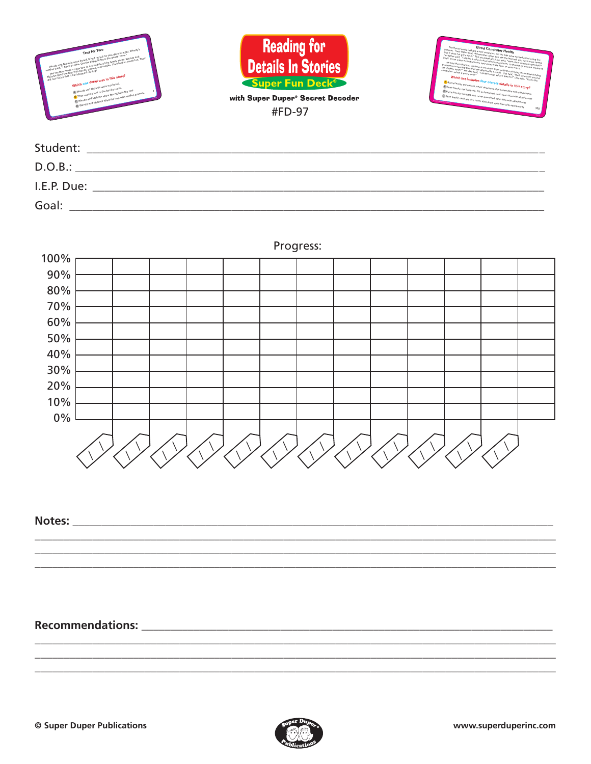# Reading for Details In Stories

Super Fun Deck®

with Super Duper® Secret Decoder

#FD-97

Student: ___________________________________________

D.O.B.: ___________________________________________

I.E.P. Due: ___________________________________________

Goal: ___________________________________________

Progress:

100%
90%
80%
70%
60%
50%
40%
30%
20%
10%
0%

**Notes:** ___________________________________________

___________________________________________

___________________________________________

___________________________________________

**Recommendations:** ___________________________________________

___________________________________________

___________________________________________

___________________________________________

© Super Duper Publications

www.superduperinc.com